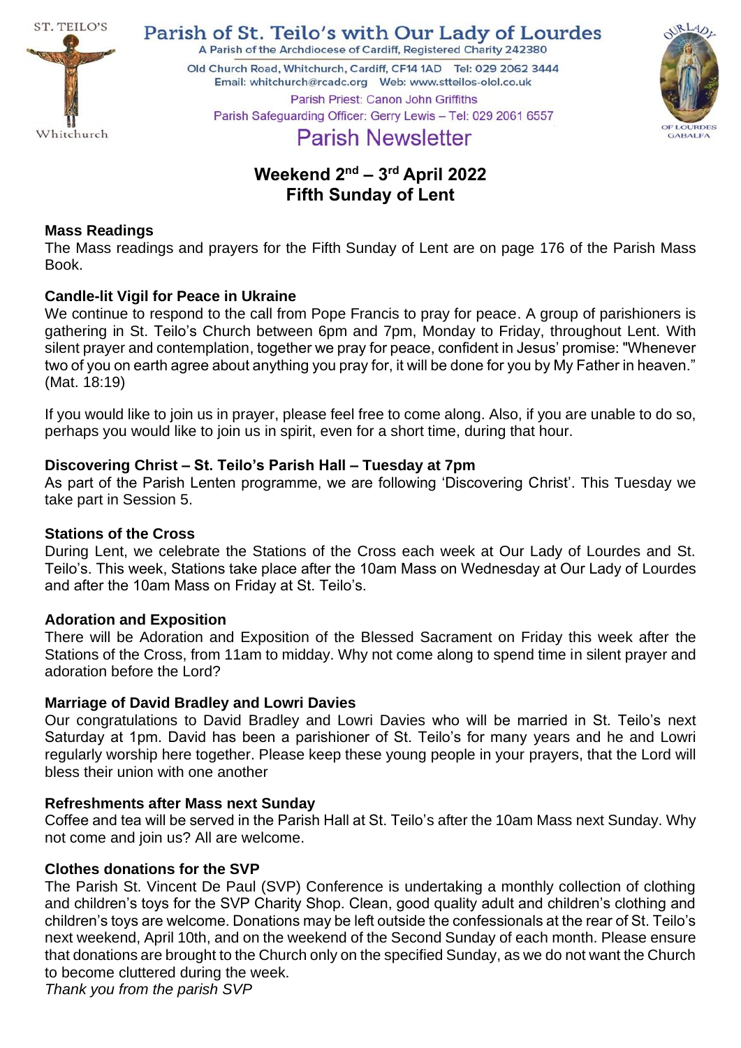ST. TEILO'S

Whitchurch

# Parish of St. Teilo's with Our Lady of Lourdes

A Parish of the Archdiocese of Cardiff, Registered Charity 242380

Old Church Road, Whitchurch, Cardiff, CF14 1AD Tel: 029 2062 3444

Email: whitchurch@rcadc.org Web: www.stteilos-olol.co.uk

Parish Priest: Canon John Griffiths

Parish Safeguarding Officer: Gerry Lewis – Tel: 029 2061 6557

OUR LADY OF LOURDES GABALFA

## Parish Newsletter

## Weekend 2nd – 3rd April 2022
## Fifth Sunday of Lent

### Mass Readings

The Mass readings and prayers for the Fifth Sunday of Lent are on page 176 of the Parish Mass Book.

### Candle-lit Vigil for Peace in Ukraine

We continue to respond to the call from Pope Francis to pray for peace. A group of parishioners is gathering in St. Teilo's Church between 6pm and 7pm, Monday to Friday, throughout Lent. With silent prayer and contemplation, together we pray for peace, confident in Jesus' promise: "Whenever two of you on earth agree about anything you pray for, it will be done for you by My Father in heaven." (Mat. 18:19)

If you would like to join us in prayer, please feel free to come along. Also, if you are unable to do so, perhaps you would like to join us in spirit, even for a short time, during that hour.

### Discovering Christ – St. Teilo's Parish Hall – Tuesday at 7pm

As part of the Parish Lenten programme, we are following 'Discovering Christ'. This Tuesday we take part in Session 5.

### Stations of the Cross

During Lent, we celebrate the Stations of the Cross each week at Our Lady of Lourdes and St. Teilo's. This week, Stations take place after the 10am Mass on Wednesday at Our Lady of Lourdes and after the 10am Mass on Friday at St. Teilo's.

### Adoration and Exposition

There will be Adoration and Exposition of the Blessed Sacrament on Friday this week after the Stations of the Cross, from 11am to midday. Why not come along to spend time in silent prayer and adoration before the Lord?

### Marriage of David Bradley and Lowri Davies

Our congratulations to David Bradley and Lowri Davies who will be married in St. Teilo's next Saturday at 1pm. David has been a parishioner of St. Teilo's for many years and he and Lowri regularly worship here together. Please keep these young people in your prayers, that the Lord will bless their union with one another

### Refreshments after Mass next Sunday

Coffee and tea will be served in the Parish Hall at St. Teilo's after the 10am Mass next Sunday. Why not come and join us? All are welcome.

### Clothes donations for the SVP

The Parish St. Vincent De Paul (SVP) Conference is undertaking a monthly collection of clothing and children's toys for the SVP Charity Shop. Clean, good quality adult and children's clothing and children's toys are welcome. Donations may be left outside the confessionals at the rear of St. Teilo's next weekend, April 10th, and on the weekend of the Second Sunday of each month. Please ensure that donations are brought to the Church only on the specified Sunday, as we do not want the Church to become cluttered during the week.

*Thank you from the parish SVP*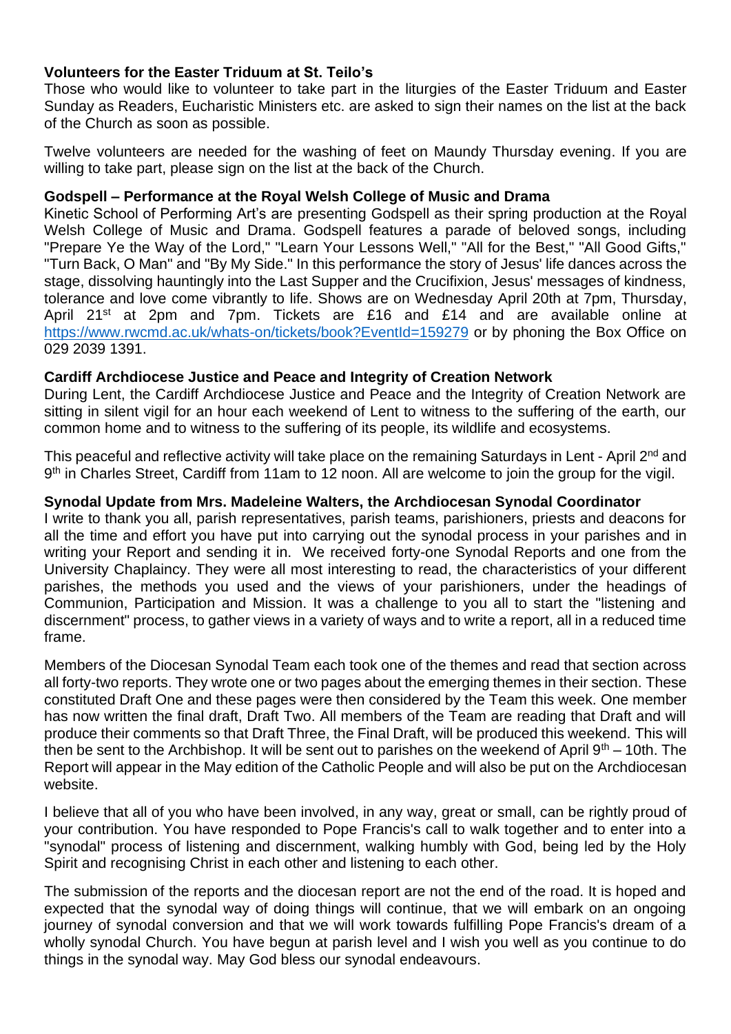**Volunteers for the Easter Triduum at St. Teilo's**

Those who would like to volunteer to take part in the liturgies of the Easter Triduum and Easter Sunday as Readers, Eucharistic Ministers etc. are asked to sign their names on the list at the back of the Church as soon as possible.

Twelve volunteers are needed for the washing of feet on Maundy Thursday evening. If you are willing to take part, please sign on the list at the back of the Church.

**Godspell – Performance at the Royal Welsh College of Music and Drama**

Kinetic School of Performing Art's are presenting Godspell as their spring production at the Royal Welsh College of Music and Drama. Godspell features a parade of beloved songs, including "Prepare Ye the Way of the Lord," "Learn Your Lessons Well," "All for the Best," "All Good Gifts," "Turn Back, O Man" and "By My Side." In this performance the story of Jesus' life dances across the stage, dissolving hauntingly into the Last Supper and the Crucifixion, Jesus' messages of kindness, tolerance and love come vibrantly to life. Shows are on Wednesday April 20th at 7pm, Thursday, April 21st at 2pm and 7pm. Tickets are £16 and £14 and are available online at https://www.rwcmd.ac.uk/whats-on/tickets/book?EventId=159279 or by phoning the Box Office on 029 2039 1391.

**Cardiff Archdiocese Justice and Peace and Integrity of Creation Network**

During Lent, the Cardiff Archdiocese Justice and Peace and the Integrity of Creation Network are sitting in silent vigil for an hour each weekend of Lent to witness to the suffering of the earth, our common home and to witness to the suffering of its people, its wildlife and ecosystems.

This peaceful and reflective activity will take place on the remaining Saturdays in Lent - April 2nd and 9th in Charles Street, Cardiff from 11am to 12 noon. All are welcome to join the group for the vigil.

**Synodal Update from Mrs. Madeleine Walters, the Archdiocesan Synodal Coordinator**

I write to thank you all, parish representatives, parish teams, parishioners, priests and deacons for all the time and effort you have put into carrying out the synodal process in your parishes and in writing your Report and sending it in. We received forty-one Synodal Reports and one from the University Chaplaincy. They were all most interesting to read, the characteristics of your different parishes, the methods you used and the views of your parishioners, under the headings of Communion, Participation and Mission. It was a challenge to you all to start the "listening and discernment" process, to gather views in a variety of ways and to write a report, all in a reduced time frame.

Members of the Diocesan Synodal Team each took one of the themes and read that section across all forty-two reports. They wrote one or two pages about the emerging themes in their section. These constituted Draft One and these pages were then considered by the Team this week. One member has now written the final draft, Draft Two. All members of the Team are reading that Draft and will produce their comments so that Draft Three, the Final Draft, will be produced this weekend. This will then be sent to the Archbishop. It will be sent out to parishes on the weekend of April 9th – 10th. The Report will appear in the May edition of the Catholic People and will also be put on the Archdiocesan website.

I believe that all of you who have been involved, in any way, great or small, can be rightly proud of your contribution. You have responded to Pope Francis's call to walk together and to enter into a "synodal" process of listening and discernment, walking humbly with God, being led by the Holy Spirit and recognising Christ in each other and listening to each other.

The submission of the reports and the diocesan report are not the end of the road. It is hoped and expected that the synodal way of doing things will continue, that we will embark on an ongoing journey of synodal conversion and that we will work towards fulfilling Pope Francis's dream of a wholly synodal Church. You have begun at parish level and I wish you well as you continue to do things in the synodal way. May God bless our synodal endeavours.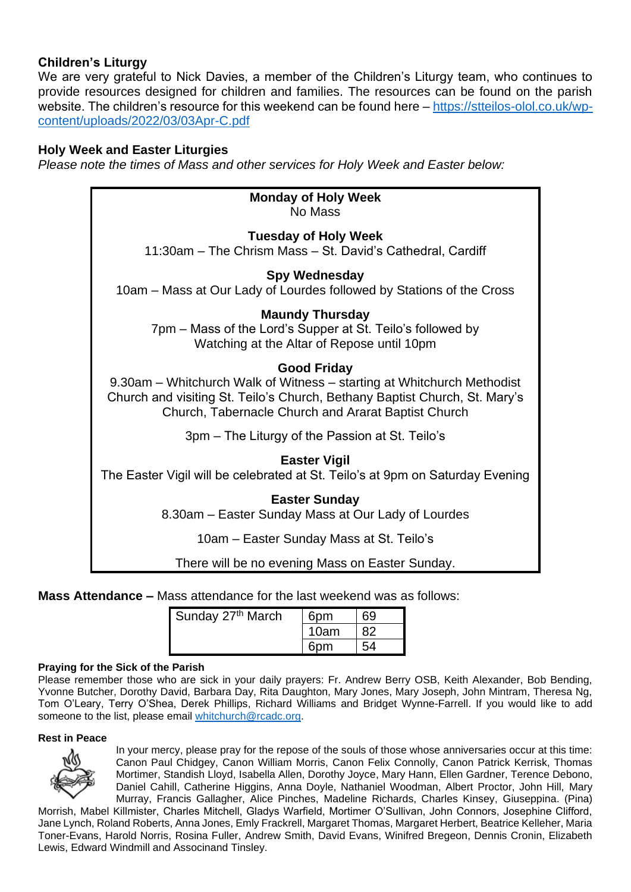## Children's Liturgy

We are very grateful to Nick Davies, a member of the Children's Liturgy team, who continues to provide resources designed for children and families. The resources can be found on the parish website. The children's resource for this weekend can be found here – [https://stteilos-olol.co.uk/wp-content/uploads/2022/03/03Apr-C.pdf](https://stteilos-olol.co.uk/wp-content/uploads/2022/03/03Apr-C.pdf)

## Holy Week and Easter Liturgies

*Please note the times of Mass and other services for Holy Week and Easter below:*

**Monday of Holy Week**
No Mass

**Tuesday of Holy Week**
11:30am – The Chrism Mass – St. David's Cathedral, Cardiff

**Spy Wednesday**
10am – Mass at Our Lady of Lourdes followed by Stations of the Cross

**Maundy Thursday**
7pm – Mass of the Lord's Supper at St. Teilo's followed by Watching at the Altar of Repose until 10pm

**Good Friday**
9.30am – Whitchurch Walk of Witness – starting at Whitchurch Methodist Church and visiting St. Teilo's Church, Bethany Baptist Church, St. Mary's Church, Tabernacle Church and Ararat Baptist Church

3pm – The Liturgy of the Passion at St. Teilo's

**Easter Vigil**
The Easter Vigil will be celebrated at St. Teilo's at 9pm on Saturday Evening

**Easter Sunday**
8.30am – Easter Sunday Mass at Our Lady of Lourdes

10am – Easter Sunday Mass at St. Teilo's

There will be no evening Mass on Easter Sunday.

**Mass Attendance –** Mass attendance for the last weekend was as follows:

| Sunday 27th March | 6pm | 69 |
|---|---|---|
| | 10am | 82 |
| | 6pm | 54 |

**Praying for the Sick of the Parish**

Please remember those who are sick in your daily prayers: Fr. Andrew Berry OSB, Keith Alexander, Bob Bending, Yvonne Butcher, Dorothy David, Barbara Day, Rita Daughton, Mary Jones, Mary Joseph, John Mintram, Theresa Ng, Tom O'Leary, Terry O'Shea, Derek Phillips, Richard Williams and Bridget Wynne-Farrell. If you would like to add someone to the list, please email [whitchurch@rcadc.org](mailto:whitchurch@rcadc.org).

**Rest in Peace**

In your mercy, please pray for the repose of the souls of those whose anniversaries occur at this time: Canon Paul Chidgey, Canon William Morris, Canon Felix Connolly, Canon Patrick Kerrisk, Thomas Mortimer, Standish Lloyd, Isabella Allen, Dorothy Joyce, Mary Hann, Ellen Gardner, Terence Debono, Daniel Cahill, Catherine Higgins, Anna Doyle, Nathaniel Woodman, Albert Proctor, John Hill, Mary Murray, Francis Gallagher, Alice Pinches, Madeline Richards, Charles Kinsey, Giuseppina. (Pina) Morrish, Mabel Killmister, Charles Mitchell, Gladys Warfield, Mortimer O'Sullivan, John Connors, Josephine Clifford, Jane Lynch, Roland Roberts, Anna Jones, Emly Frackrell, Margaret Thomas, Margaret Herbert, Beatrice Kelleher, Maria Toner-Evans, Harold Norris, Rosina Fuller, Andrew Smith, David Evans, Winifred Bregeon, Dennis Cronin, Elizabeth Lewis, Edward Windmill and Associnand Tinsley.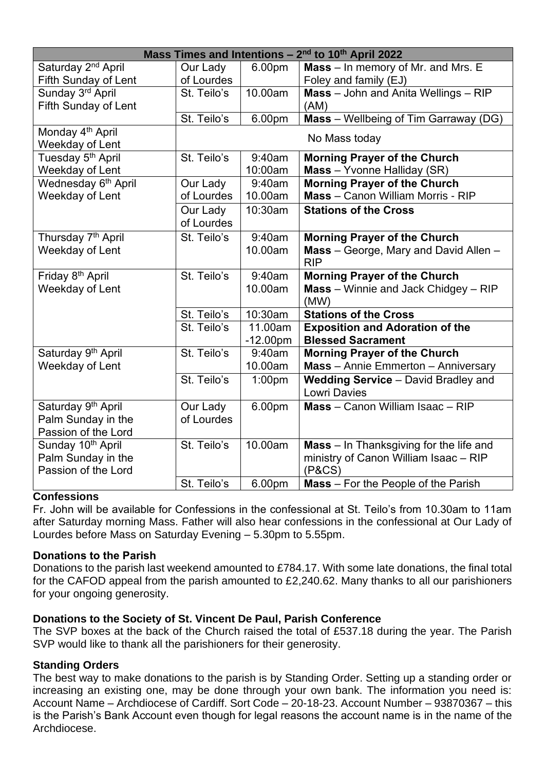| Mass Times and Intentions – 2nd to 10th April 2022 | | | |
|---|---|---|---|
| Saturday 2nd April<br>Fifth Sunday of Lent | Our Lady of Lourdes | 6.00pm | **Mass** – In memory of Mr. and Mrs. E Foley and family (EJ) |
| Sunday 3rd April<br>Fifth Sunday of Lent | St. Teilo's | 10.00am | **Mass** – John and Anita Wellings – RIP (AM) |
| | St. Teilo's | 6.00pm | **Mass** – Wellbeing of Tim Garraway (DG) |
| Monday 4th April<br>Weekday of Lent | No Mass today | | |
| Tuesday 5th April<br>Weekday of Lent | St. Teilo's | 9:40am<br>10:00am | **Morning Prayer of the Church**<br>**Mass** – Yvonne Halliday (SR) |
| Wednesday 6th April<br>Weekday of Lent | Our Lady of Lourdes | 9:40am<br>10.00am | **Morning Prayer of the Church**<br>**Mass** – Canon William Morris - RIP |
| | Our Lady of Lourdes | 10:30am | **Stations of the Cross** |
| Thursday 7th April<br>Weekday of Lent | St. Teilo's | 9:40am<br>10.00am | **Morning Prayer of the Church**<br>**Mass** – George, Mary and David Allen – RIP |
| Friday 8th April<br>Weekday of Lent | St. Teilo's | 9:40am<br>10.00am | **Morning Prayer of the Church**<br>**Mass** – Winnie and Jack Chidgey – RIP (MW) |
| | St. Teilo's | 10:30am | **Stations of the Cross** |
| | St. Teilo's | 11.00am -12.00pm | **Exposition and Adoration of the Blessed Sacrament** |
| Saturday 9th April<br>Weekday of Lent | St. Teilo's | 9:40am<br>10.00am | **Morning Prayer of the Church**<br>**Mass** – Annie Emmerton – Anniversary |
| | St. Teilo's | 1:00pm | **Wedding Service** – David Bradley and Lowri Davies |
| Saturday 9th April<br>Palm Sunday in the Passion of the Lord | Our Lady of Lourdes | 6.00pm | **Mass** – Canon William Isaac – RIP |
| Sunday 10th April<br>Palm Sunday in the Passion of the Lord | St. Teilo's | 10.00am | **Mass** – In Thanksgiving for the life and ministry of Canon William Isaac – RIP (P&CS) |
| | St. Teilo's | 6.00pm | **Mass** – For the People of the Parish |

**Confessions**

Fr. John will be available for Confessions in the confessional at St. Teilo's from 10.30am to 11am after Saturday morning Mass. Father will also hear confessions in the confessional at Our Lady of Lourdes before Mass on Saturday Evening – 5.30pm to 5.55pm.

**Donations to the Parish**

Donations to the parish last weekend amounted to £784.17. With some late donations, the final total for the CAFOD appeal from the parish amounted to £2,240.62. Many thanks to all our parishioners for your ongoing generosity.

**Donations to the Society of St. Vincent De Paul, Parish Conference**

The SVP boxes at the back of the Church raised the total of £537.18 during the year. The Parish SVP would like to thank all the parishioners for their generosity.

**Standing Orders**

The best way to make donations to the parish is by Standing Order. Setting up a standing order or increasing an existing one, may be done through your own bank. The information you need is: Account Name – Archdiocese of Cardiff. Sort Code – 20-18-23. Account Number – 93870367 – this is the Parish's Bank Account even though for legal reasons the account name is in the name of the Archdiocese.